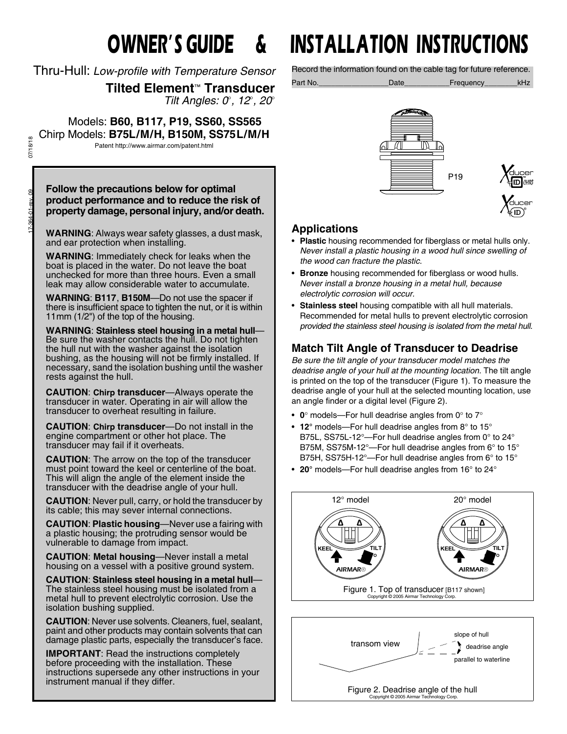# OWNER'S GUIDE & INSTALLATION INSTRUCTIONS

Thru-Hull: *Low-profile with Temperature Sensor*

**Tilted Element™ Transducer**

*Tilt Angles: 0°, 12°, 20°*

Models: **B60, B117, P19, SS60, SS565**
Chirp Models: **B75L/M/H, B150M, SS75L/M/H**

Patent http://www.airmar.com/patent.html

07/18/18

17-364-01-rev. 09

**Follow the precautions below for optimal product performance and to reduce the risk of property damage, personal injury, and/or death.**

**WARNING**: Always wear safety glasses, a dust mask, and ear protection when installing.

**WARNING**: Immediately check for leaks when the boat is placed in the water. Do not leave the boat unchecked for more than three hours. Even a small leak may allow considerable water to accumulate.

**WARNING**: **B117**, **B150M**—Do not use the spacer if there is insufficient space to tighten the nut, or it is within 11mm (1/2") of the top of the housing.

**WARNING**: **Stainless steel housing in a metal hull**—Be sure the washer contacts the hull. Do not tighten the hull nut with the washer against the isolation bushing, as the housing will not be firmly installed. If necessary, sand the isolation bushing until the washer rests against the hull.

**CAUTION**: **Chirp transducer**—Always operate the transducer in water. Operating in air will allow the transducer to overheat resulting in failure.

**CAUTION**: **Chirp transducer**—Do not install in the engine compartment or other hot place. The transducer may fail if it overheats.

**CAUTION**: The arrow on the top of the transducer must point toward the keel or centerline of the boat. This will align the angle of the element inside the transducer with the deadrise angle of your hull.

**CAUTION**: Never pull, carry, or hold the transducer by its cable; this may sever internal connections.

**CAUTION**: **Plastic housing**—Never use a fairing with a plastic housing; the protruding sensor would be vulnerable to damage from impact.

**CAUTION**: **Metal housing**—Never install a metal housing on a vessel with a positive ground system.

**CAUTION**: **Stainless steel housing in a metal hull**—The stainless steel housing must be isolated from a metal hull to prevent electrolytic corrosion. Use the isolation bushing supplied.

**CAUTION**: Never use solvents. Cleaners, fuel, sealant, paint and other products may contain solvents that can damage plastic parts, especially the transducer's face.

**IMPORTANT**: Read the instructions completely before proceeding with the installation. These instructions supersede any other instructions in your instrument manual if they differ.

Record the information found on the cable tag for future reference.

Part No.________________Date___________Frequency________kHz

P19

## Applications

- **Plastic** housing recommended for fiberglass or metal hulls only. *Never install a plastic housing in a wood hull since swelling of the wood can fracture the plastic.*
- **Bronze** housing recommended for fiberglass or wood hulls. *Never install a bronze housing in a metal hull, because electrolytic corrosion will occur.*
- **Stainless steel** housing compatible with all hull materials. Recommended for metal hulls to prevent electrolytic corrosion *provided the stainless steel housing is isolated from the metal hull.*

## Match Tilt Angle of Transducer to Deadrise

*Be sure the tilt angle of your transducer model matches the deadrise angle of your hull at the mounting location.* The tilt angle is printed on the top of the transducer (Figure 1). To measure the deadrise angle of your hull at the selected mounting location, use an angle finder or a digital level (Figure 2).

- **0**° models—For hull deadrise angles from 0° to 7°
- **12**° models—For hull deadrise angles from 8° to 15°
  B75L, SS75L-12°—For hull deadrise angles from 0° to 24°
  B75M, SS75M-12°—For hull deadrise angles from 6° to 15°
  B75H, SS75H-12°—For hull deadrise angles from 6° to 15°
- **20**° models—For hull deadrise angles from 16° to 24°

12° model — 20° model

Figure 1. Top of transducer [B117 shown]
Copyright © 2005 Airmar Technology Corp.

transom view — slope of hull — deadrise angle — parallel to waterline

Figure 2. Deadrise angle of the hull
Copyright © 2005 Airmar Technology Corp.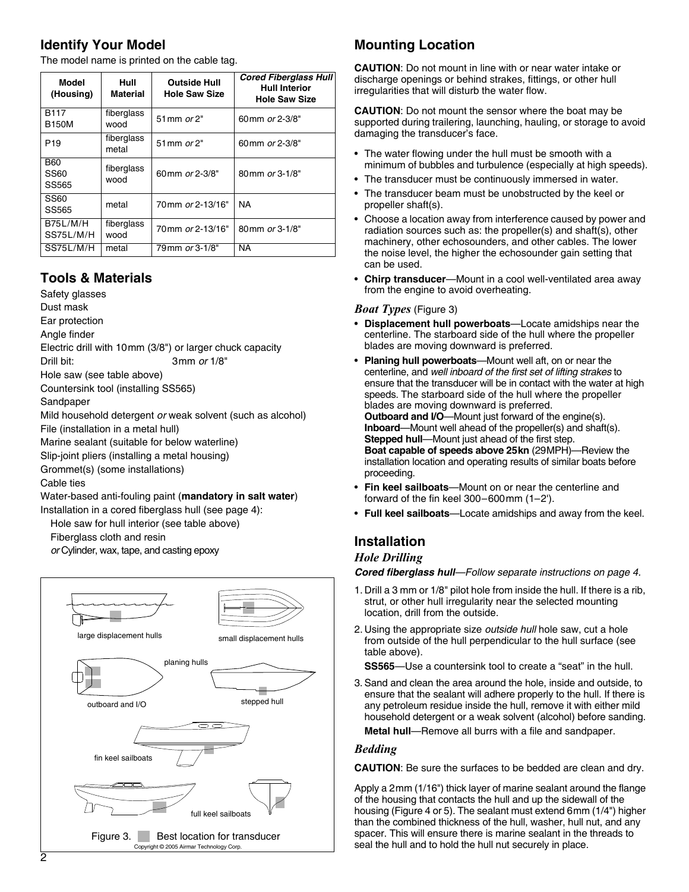## Identify Your Model

The model name is printed on the cable tag.

| Model (Housing) | Hull Material | Outside Hull Hole Saw Size | *Cored Fiberglass Hull* Hull Interior Hole Saw Size |
|---|---|---|---|
| B117 B150M | fiberglass wood | 51mm *or* 2" | 60mm *or* 2-3/8" |
| P19 | fiberglass metal | 51mm *or* 2" | 60mm *or* 2-3/8" |
| B60 SS60 SS565 | fiberglass wood | 60mm *or* 2-3/8" | 80mm *or* 3-1/8" |
| SS60 SS565 | metal | 70mm *or* 2-13/16" | NA |
| B75L/M/H SS75L/M/H | fiberglass wood | 70mm *or* 2-13/16" | 80mm *or* 3-1/8" |
| SS75L/M/H | metal | 79mm *or* 3-1/8" | NA |

## Tools & Materials

Safety glasses
Dust mask
Ear protection
Angle finder
Electric drill with 10mm (3/8") or larger chuck capacity
Drill bit: 3mm *or* 1/8"
Hole saw (see table above)
Countersink tool (installing SS565)
Sandpaper
Mild household detergent *or* weak solvent (such as alcohol)
File (installation in a metal hull)
Marine sealant (suitable for below waterline)
Slip-joint pliers (installing a metal housing)
Grommet(s) (some installations)
Cable ties
Water-based anti-fouling paint (**mandatory in salt water**)
Installation in a cored fiberglass hull (see page 4):
  Hole saw for hull interior (see table above)
  Fiberglass cloth and resin
  *or* Cylinder, wax, tape, and casting epoxy

large displacement hulls — small displacement hulls — planing hulls — outboard and I/O — stepped hull — fin keel sailboats — full keel sailboats

Figure 3. Best location for transducer

Copyright © 2005 Airmar Technology Corp.

## Mounting Location

**CAUTION**: Do not mount in line with or near water intake or discharge openings or behind strakes, fittings, or other hull irregularities that will disturb the water flow.

**CAUTION**: Do not mount the sensor where the boat may be supported during trailering, launching, hauling, or storage to avoid damaging the transducer's face.

- The water flowing under the hull must be smooth with a minimum of bubbles and turbulence (especially at high speeds).
- The transducer must be continuously immersed in water.
- The transducer beam must be unobstructed by the keel or propeller shaft(s).
- Choose a location away from interference caused by power and radiation sources such as: the propeller(s) and shaft(s), other machinery, other echosounders, and other cables. The lower the noise level, the higher the echosounder gain setting that can be used.
- **Chirp transducer**—Mount in a cool well-ventilated area away from the engine to avoid overheating.

### *Boat Types* (Figure 3)

- **Displacement hull powerboats**—Locate amidships near the centerline. The starboard side of the hull where the propeller blades are moving downward is preferred.
- **Planing hull powerboats**—Mount well aft, on or near the centerline, and *well inboard of the first set of lifting strakes* to ensure that the transducer will be in contact with the water at high speeds. The starboard side of the hull where the propeller blades are moving downward is preferred.
  **Outboard and I/O**—Mount just forward of the engine(s).
  **Inboard**—Mount well ahead of the propeller(s) and shaft(s).
  **Stepped hull**—Mount just ahead of the first step.
  **Boat capable of speeds above 25kn** (29MPH)—Review the installation location and operating results of similar boats before proceeding.
- **Fin keel sailboats**—Mount on or near the centerline and forward of the fin keel 300–600mm (1–2').
- **Full keel sailboats**—Locate amidships and away from the keel.

## Installation

### *Hole Drilling*

***Cored fiberglass hull****—Follow separate instructions on page 4.*

1. Drill a 3 mm or 1/8" pilot hole from inside the hull. If there is a rib, strut, or other hull irregularity near the selected mounting location, drill from the outside.
2. Using the appropriate size *outside hull* hole saw, cut a hole from outside of the hull perpendicular to the hull surface (see table above).

   **SS565**—Use a countersink tool to create a "seat" in the hull.
3. Sand and clean the area around the hole, inside and outside, to ensure that the sealant will adhere properly to the hull. If there is any petroleum residue inside the hull, remove it with either mild household detergent or a weak solvent (alcohol) before sanding.

   **Metal hull**—Remove all burrs with a file and sandpaper.

### *Bedding*

**CAUTION**: Be sure the surfaces to be bedded are clean and dry.

Apply a 2mm (1/16") thick layer of marine sealant around the flange of the housing that contacts the hull and up the sidewall of the housing (Figure 4 or 5). The sealant must extend 6mm (1/4") higher than the combined thickness of the hull, washer, hull nut, and any spacer. This will ensure there is marine sealant in the threads to seal the hull and to hold the hull nut securely in place.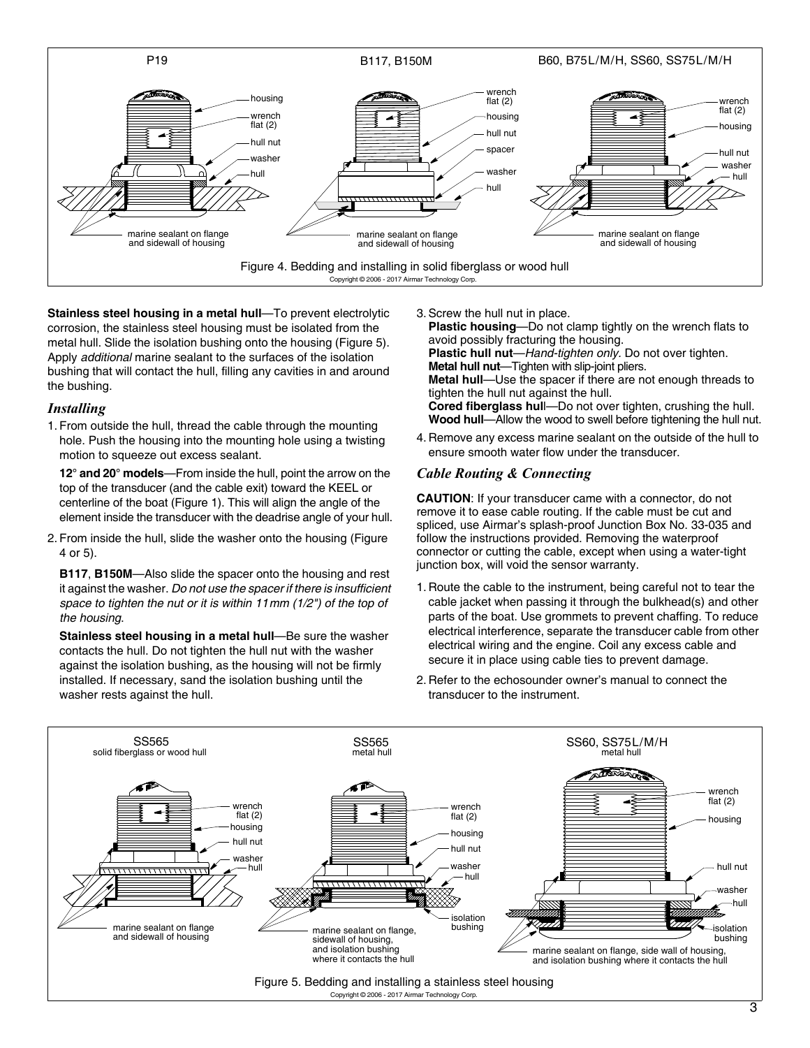Figure 4. Bedding and installing in solid fiberglass or wood hull

Copyright © 2006 - 2017 Airmar Technology Corp.

**Stainless steel housing in a metal hull**—To prevent electrolytic corrosion, the stainless steel housing must be isolated from the metal hull. Slide the isolation bushing onto the housing (Figure 5). Apply *additional* marine sealant to the surfaces of the isolation bushing that will contact the hull, filling any cavities in and around the bushing.

### *Installing*

1. From outside the hull, thread the cable through the mounting hole. Push the housing into the mounting hole using a twisting motion to squeeze out excess sealant.

   **12° and 20° models**—From inside the hull, point the arrow on the top of the transducer (and the cable exit) toward the KEEL or centerline of the boat (Figure 1). This will align the angle of the element inside the transducer with the deadrise angle of your hull.

2. From inside the hull, slide the washer onto the housing (Figure 4 or 5).

   **B117**, **B150M**—Also slide the spacer onto the housing and rest it against the washer. *Do not use the spacer if there is insufficient space to tighten the nut or it is within 11mm (1/2") of the top of the housing*.

   **Stainless steel housing in a metal hull**—Be sure the washer contacts the hull. Do not tighten the hull nut with the washer against the isolation bushing, as the housing will not be firmly installed. If necessary, sand the isolation bushing until the washer rests against the hull.

3. Screw the hull nut in place.
   **Plastic housing**—Do not clamp tightly on the wrench flats to avoid possibly fracturing the housing.
   **Plastic hull nut**—*Hand-tighten only.* Do not over tighten.
   **Metal hull nut**—Tighten with slip-joint pliers.
   **Metal hull**—Use the spacer if there are not enough threads to tighten the hull nut against the hull.
   **Cored fiberglass hull**—Do not over tighten, crushing the hull.
   **Wood hull**—Allow the wood to swell before tightening the hull nut.

4. Remove any excess marine sealant on the outside of the hull to ensure smooth water flow under the transducer.

### *Cable Routing & Connecting*

**CAUTION**: If your transducer came with a connector, do not remove it to ease cable routing. If the cable must be cut and spliced, use Airmar's splash-proof Junction Box No. 33-035 and follow the instructions provided. Removing the waterproof connector or cutting the cable, except when using a water-tight junction box, will void the sensor warranty.

1. Route the cable to the instrument, being careful not to tear the cable jacket when passing it through the bulkhead(s) and other parts of the boat. Use grommets to prevent chaffing. To reduce electrical interference, separate the transducer cable from other electrical wiring and the engine. Coil any excess cable and secure it in place using cable ties to prevent damage.

2. Refer to the echosounder owner's manual to connect the transducer to the instrument.

Figure 5. Bedding and installing a stainless steel housing

Copyright © 2006 - 2017 Airmar Technology Corp.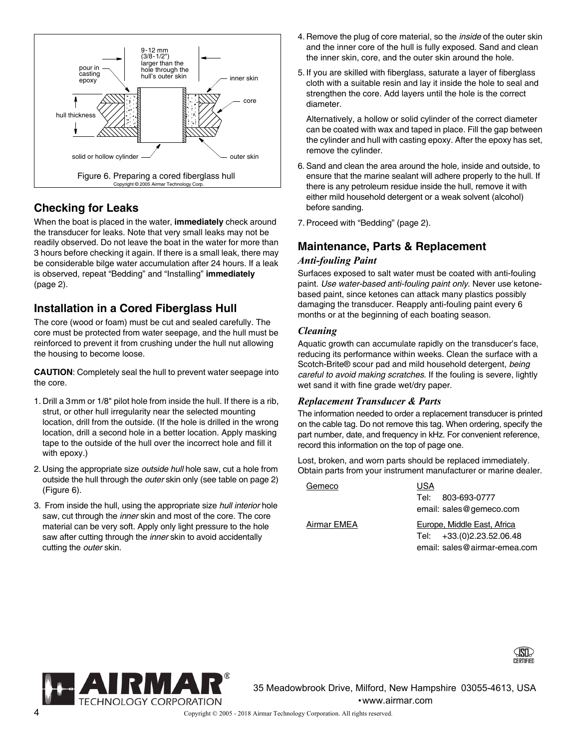9-12 mm
(3/8-1/2")
larger than the
hole through the
hull's outer skin

pour in
casting
epoxy

inner skin

core

hull thickness

solid or hollow cylinder

outer skin

Figure 6. Preparing a cored fiberglass hull
Copyright © 2005 Airmar Technology Corp.

## Checking for Leaks

When the boat is placed in the water, **immediately** check around the transducer for leaks. Note that very small leaks may not be readily observed. Do not leave the boat in the water for more than 3 hours before checking it again. If there is a small leak, there may be considerable bilge water accumulation after 24 hours. If a leak is observed, repeat "Bedding" and "Installing" **immediately** (page 2).

## Installation in a Cored Fiberglass Hull

The core (wood or foam) must be cut and sealed carefully. The core must be protected from water seepage, and the hull must be reinforced to prevent it from crushing under the hull nut allowing the housing to become loose.

**CAUTION**: Completely seal the hull to prevent water seepage into the core.

1. Drill a 3mm or 1/8" pilot hole from inside the hull. If there is a rib, strut, or other hull irregularity near the selected mounting location, drill from the outside. (If the hole is drilled in the wrong location, drill a second hole in a better location. Apply masking tape to the outside of the hull over the incorrect hole and fill it with epoxy.)
2. Using the appropriate size *outside hull* hole saw, cut a hole from outside the hull through the *outer* skin only (see table on page 2) (Figure 6).
3. From inside the hull, using the appropriate size *hull interior* hole saw, cut through the *inner* skin and most of the core. The core material can be very soft. Apply only light pressure to the hole saw after cutting through the *inner* skin to avoid accidentally cutting the *outer* skin.
4. Remove the plug of core material, so the *inside* of the outer skin and the inner core of the hull is fully exposed. Sand and clean the inner skin, core, and the outer skin around the hole.
5. If you are skilled with fiberglass, saturate a layer of fiberglass cloth with a suitable resin and lay it inside the hole to seal and strengthen the core. Add layers until the hole is the correct diameter.

   Alternatively, a hollow or solid cylinder of the correct diameter can be coated with wax and taped in place. Fill the gap between the cylinder and hull with casting epoxy. After the epoxy has set, remove the cylinder.
6. Sand and clean the area around the hole, inside and outside, to ensure that the marine sealant will adhere properly to the hull. If there is any petroleum residue inside the hull, remove it with either mild household detergent or a weak solvent (alcohol) before sanding.
7. Proceed with "Bedding" (page 2).

## Maintenance, Parts & Replacement

### Anti-fouling Paint

Surfaces exposed to salt water must be coated with anti-fouling paint. *Use water-based anti-fouling paint only*. Never use ketone-based paint, since ketones can attack many plastics possibly damaging the transducer. Reapply anti-fouling paint every 6 months or at the beginning of each boating season.

### Cleaning

Aquatic growth can accumulate rapidly on the transducer's face, reducing its performance within weeks. Clean the surface with a Scotch-Brite® scour pad and mild household detergent, *being careful to avoid making scratches*. If the fouling is severe, lightly wet sand it with fine grade wet/dry paper.

### Replacement Transducer & Parts

The information needed to order a replacement transducer is printed on the cable tag. Do not remove this tag. When ordering, specify the part number, date, and frequency in kHz. For convenient reference, record this information on the top of page one.

Lost, broken, and worn parts should be replaced immediately. Obtain parts from your instrument manufacturer or marine dealer.

| | |
|---|---|
| Gemeco | USA<br>Tel: 803-693-0777<br>email: sales@gemeco.com |
| Airmar EMEA | Europe, Middle East, Africa<br>Tel: +33.(0)2.23.52.06.48<br>email: sales@airmar-emea.com |

AIRMAR® TECHNOLOGY CORPORATION

35 Meadowbrook Drive, Milford, New Hampshire 03055-4613, USA
• www.airmar.com

Copyright © 2005 - 2018 Airmar Technology Corporation. All rights reserved.